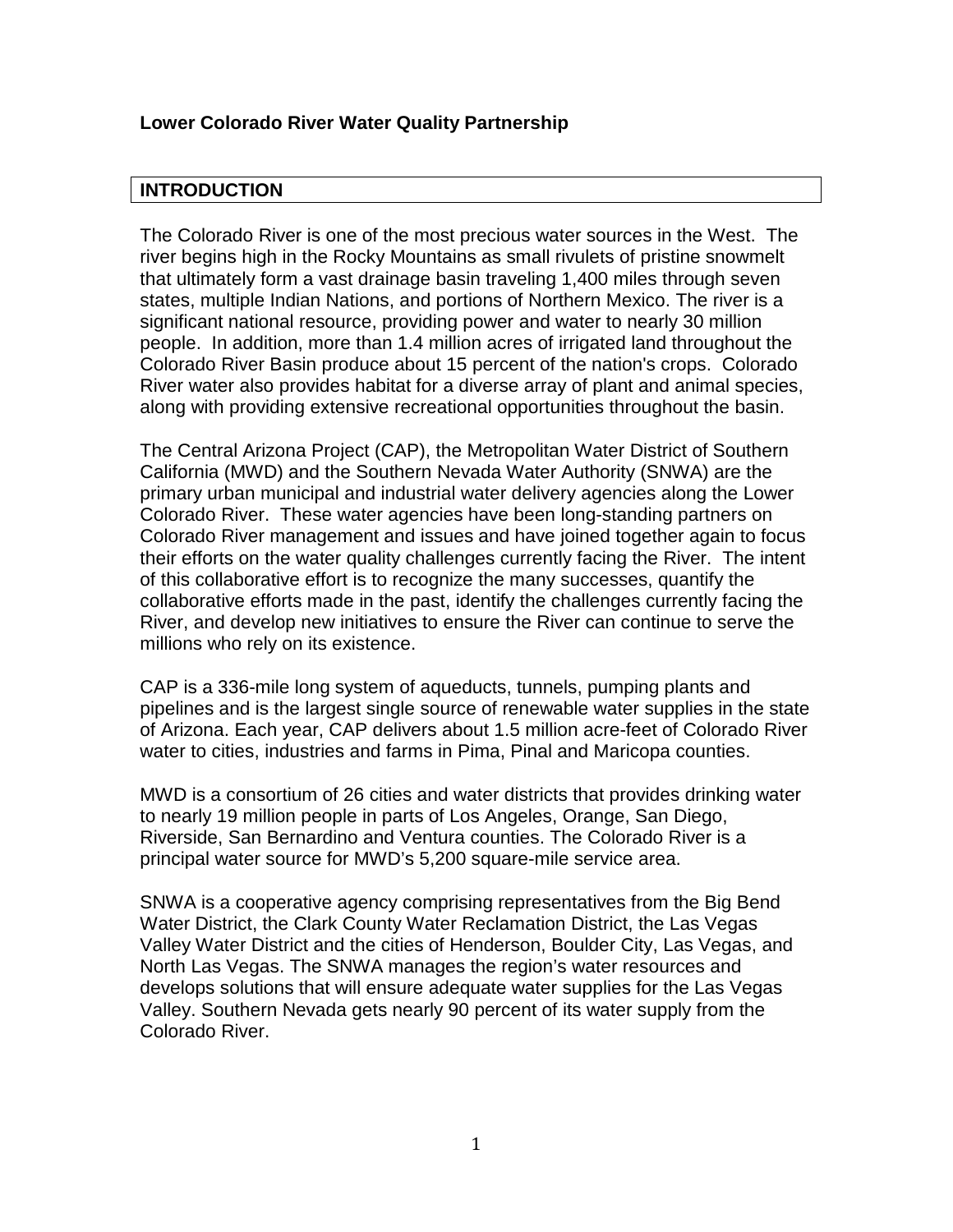# Lower Colorado River Water Quality Partnership

## INTRODUCTION

The Colorado River is one of the most precious water sources in the West. The river begins high in the Rocky Mountains as small rivulets of pristine snowmelt that ultimately form a vast drainage basin traveling 1,400 miles through seven states, multiple Indian Nations, and portions of Northern Mexico. The river is a significant national resource, providing power and water to nearly 30 million people. In addition, more than 1.4 million acres of irrigated land throughout the Colorado River Basin produce about 15 percent of the nation's crops. Colorado River water also provides habitat for a diverse array of plant and animal species, along with providing extensive recreational opportunities throughout the basin.

The Central Arizona Project (CAP), the Metropolitan Water District of Southern California (MWD) and the Southern Nevada Water Authority (SNWA) are the primary urban municipal and industrial water delivery agencies along the Lower Colorado River. These water agencies have been long-standing partners on Colorado River management and issues and have joined together again to focus their efforts on the water quality challenges currently facing the River. The intent of this collaborative effort is to recognize the many successes, quantify the collaborative efforts made in the past, identify the challenges currently facing the River, and develop new initiatives to ensure the River can continue to serve the millions who rely on its existence.

CAP is a 336-mile long system of aqueducts, tunnels, pumping plants and pipelines and is the largest single source of renewable water supplies in the state of Arizona. Each year, CAP delivers about 1.5 million acre-feet of Colorado River water to cities, industries and farms in Pima, Pinal and Maricopa counties.

MWD is a consortium of 26 cities and water districts that provides drinking water to nearly 19 million people in parts of Los Angeles, Orange, San Diego, Riverside, San Bernardino and Ventura counties. The Colorado River is a principal water source for MWD's 5,200 square-mile service area.

SNWA is a cooperative agency comprising representatives from the Big Bend Water District, the Clark County Water Reclamation District, the Las Vegas Valley Water District and the cities of Henderson, Boulder City, Las Vegas, and North Las Vegas. The SNWA manages the region's water resources and develops solutions that will ensure adequate water supplies for the Las Vegas Valley. Southern Nevada gets nearly 90 percent of its water supply from the Colorado River.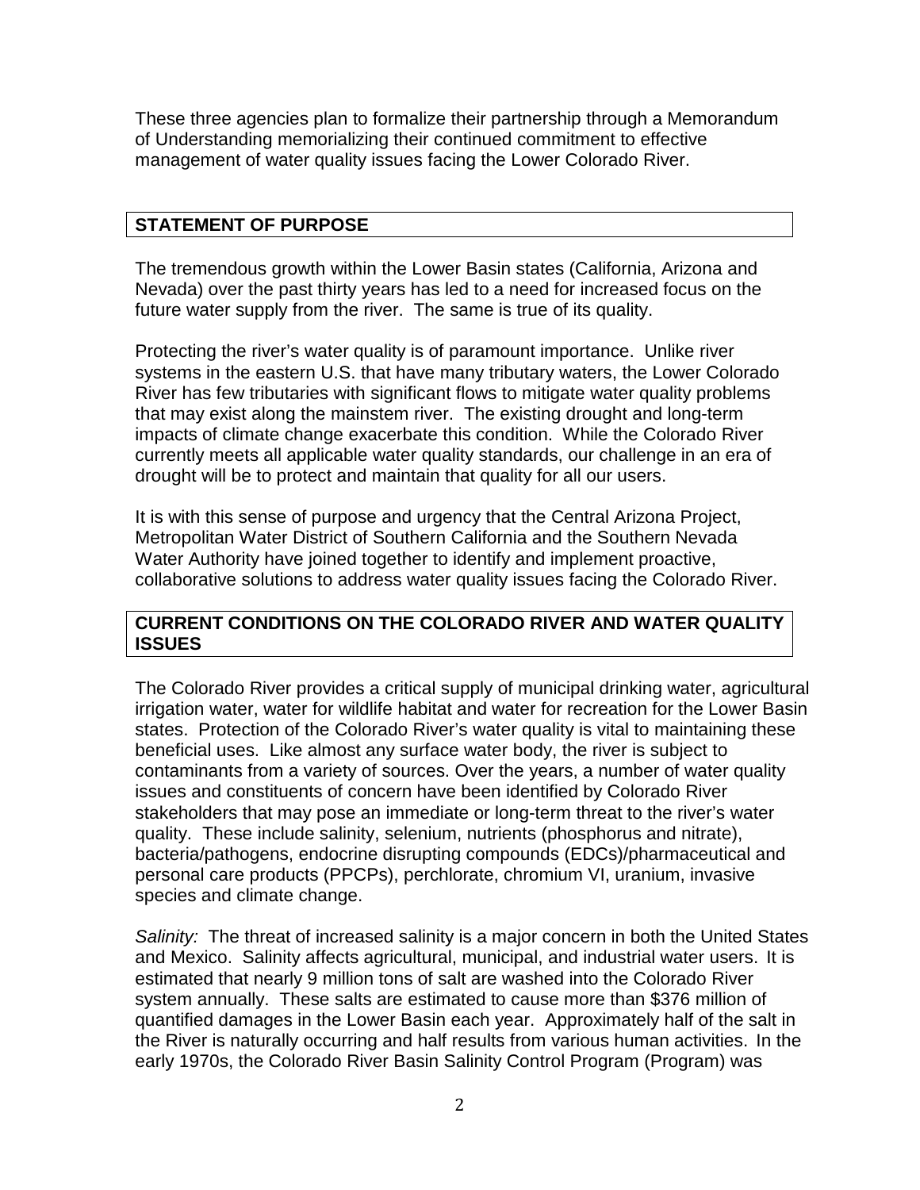These three agencies plan to formalize their partnership through a Memorandum of Understanding memorializing their continued commitment to effective management of water quality issues facing the Lower Colorado River.

## STATEMENT OF PURPOSE

The tremendous growth within the Lower Basin states (California, Arizona and Nevada) over the past thirty years has led to a need for increased focus on the future water supply from the river. The same is true of its quality.

Protecting the river's water quality is of paramount importance. Unlike river systems in the eastern U.S. that have many tributary waters, the Lower Colorado River has few tributaries with significant flows to mitigate water quality problems that may exist along the mainstem river. The existing drought and long-term impacts of climate change exacerbate this condition. While the Colorado River currently meets all applicable water quality standards, our challenge in an era of drought will be to protect and maintain that quality for all our users.

It is with this sense of purpose and urgency that the Central Arizona Project, Metropolitan Water District of Southern California and the Southern Nevada Water Authority have joined together to identify and implement proactive, collaborative solutions to address water quality issues facing the Colorado River.

## CURRENT CONDITIONS ON THE COLORADO RIVER AND WATER QUALITY ISSUES

The Colorado River provides a critical supply of municipal drinking water, agricultural irrigation water, water for wildlife habitat and water for recreation for the Lower Basin states. Protection of the Colorado River's water quality is vital to maintaining these beneficial uses. Like almost any surface water body, the river is subject to contaminants from a variety of sources. Over the years, a number of water quality issues and constituents of concern have been identified by Colorado River stakeholders that may pose an immediate or long-term threat to the river's water quality. These include salinity, selenium, nutrients (phosphorus and nitrate), bacteria/pathogens, endocrine disrupting compounds (EDCs)/pharmaceutical and personal care products (PPCPs), perchlorate, chromium VI, uranium, invasive species and climate change.

*Salinity:* The threat of increased salinity is a major concern in both the United States and Mexico. Salinity affects agricultural, municipal, and industrial water users. It is estimated that nearly 9 million tons of salt are washed into the Colorado River system annually. These salts are estimated to cause more than $376 million of quantified damages in the Lower Basin each year. Approximately half of the salt in the River is naturally occurring and half results from various human activities. In the early 1970s, the Colorado River Basin Salinity Control Program (Program) was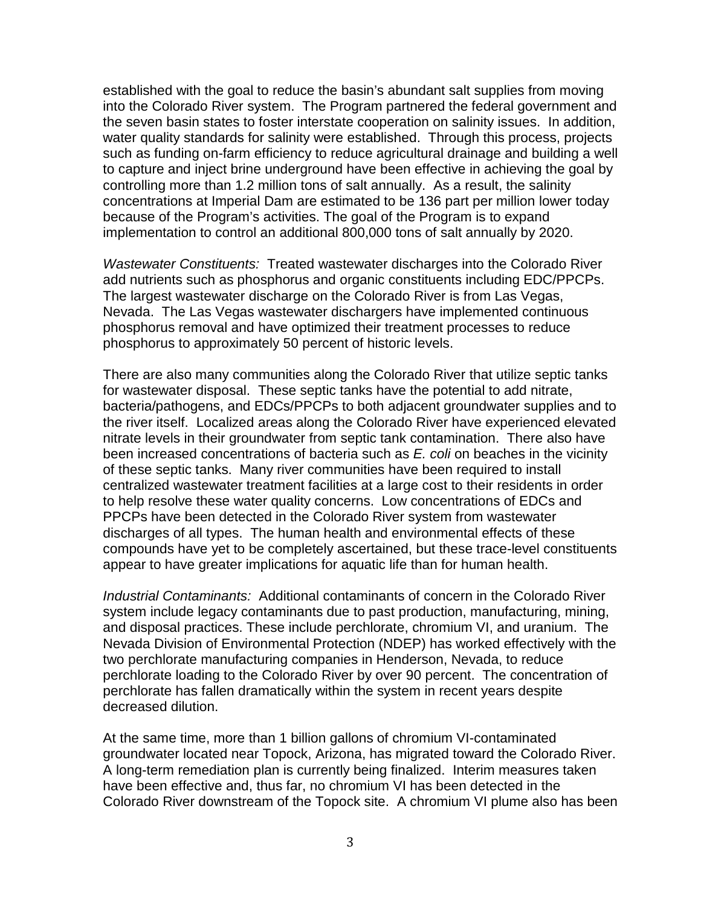established with the goal to reduce the basin's abundant salt supplies from moving into the Colorado River system. The Program partnered the federal government and the seven basin states to foster interstate cooperation on salinity issues. In addition, water quality standards for salinity were established. Through this process, projects such as funding on-farm efficiency to reduce agricultural drainage and building a well to capture and inject brine underground have been effective in achieving the goal by controlling more than 1.2 million tons of salt annually. As a result, the salinity concentrations at Imperial Dam are estimated to be 136 part per million lower today because of the Program's activities. The goal of the Program is to expand implementation to control an additional 800,000 tons of salt annually by 2020.

*Wastewater Constituents:* Treated wastewater discharges into the Colorado River add nutrients such as phosphorus and organic constituents including EDC/PPCPs. The largest wastewater discharge on the Colorado River is from Las Vegas, Nevada. The Las Vegas wastewater dischargers have implemented continuous phosphorus removal and have optimized their treatment processes to reduce phosphorus to approximately 50 percent of historic levels.

There are also many communities along the Colorado River that utilize septic tanks for wastewater disposal. These septic tanks have the potential to add nitrate, bacteria/pathogens, and EDCs/PPCPs to both adjacent groundwater supplies and to the river itself. Localized areas along the Colorado River have experienced elevated nitrate levels in their groundwater from septic tank contamination. There also have been increased concentrations of bacteria such as *E. coli* on beaches in the vicinity of these septic tanks. Many river communities have been required to install centralized wastewater treatment facilities at a large cost to their residents in order to help resolve these water quality concerns. Low concentrations of EDCs and PPCPs have been detected in the Colorado River system from wastewater discharges of all types. The human health and environmental effects of these compounds have yet to be completely ascertained, but these trace-level constituents appear to have greater implications for aquatic life than for human health.

*Industrial Contaminants:* Additional contaminants of concern in the Colorado River system include legacy contaminants due to past production, manufacturing, mining, and disposal practices. These include perchlorate, chromium VI, and uranium. The Nevada Division of Environmental Protection (NDEP) has worked effectively with the two perchlorate manufacturing companies in Henderson, Nevada, to reduce perchlorate loading to the Colorado River by over 90 percent. The concentration of perchlorate has fallen dramatically within the system in recent years despite decreased dilution.

At the same time, more than 1 billion gallons of chromium VI-contaminated groundwater located near Topock, Arizona, has migrated toward the Colorado River. A long-term remediation plan is currently being finalized. Interim measures taken have been effective and, thus far, no chromium VI has been detected in the Colorado River downstream of the Topock site. A chromium VI plume also has been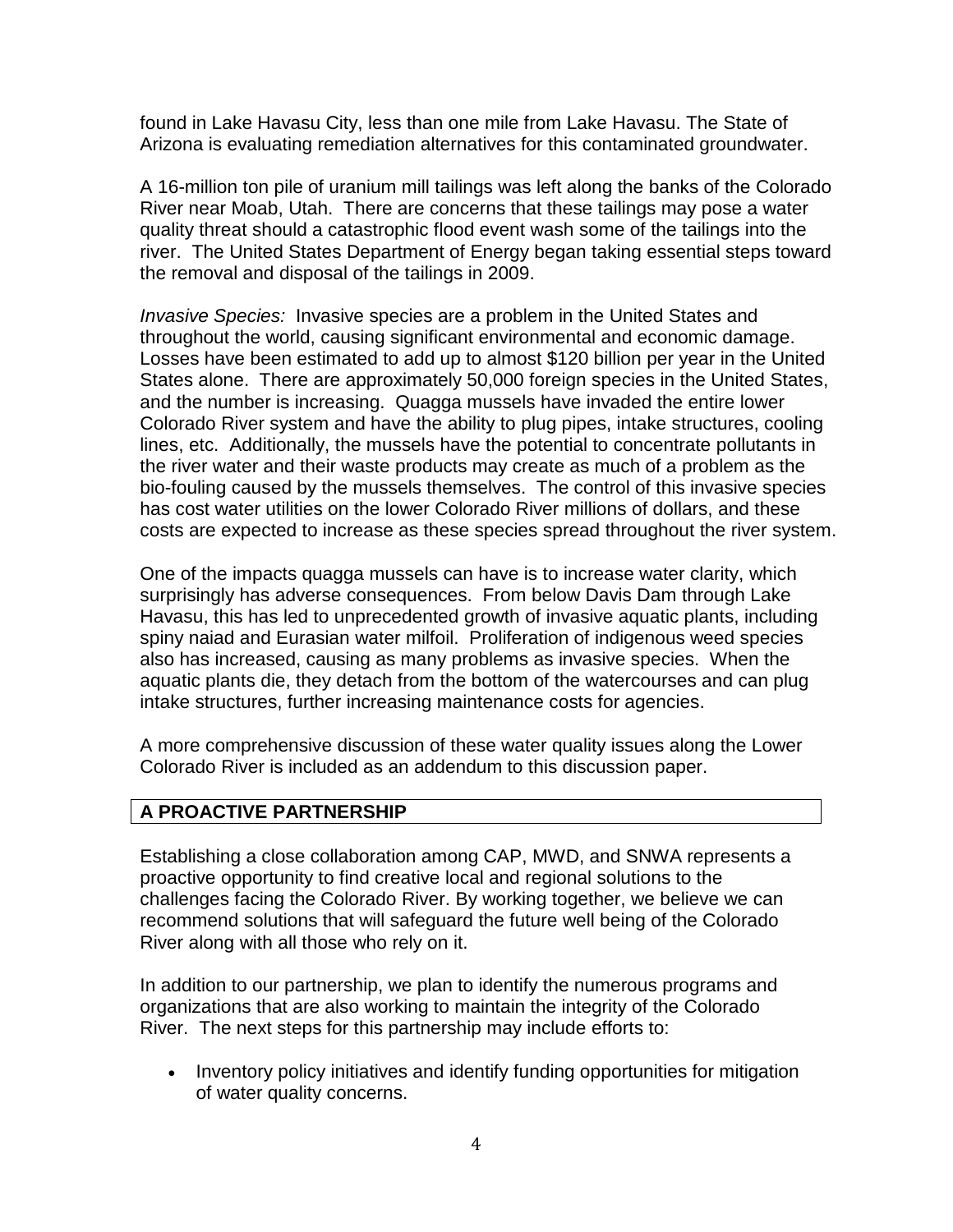found in Lake Havasu City, less than one mile from Lake Havasu. The State of Arizona is evaluating remediation alternatives for this contaminated groundwater.

A 16-million ton pile of uranium mill tailings was left along the banks of the Colorado River near Moab, Utah. There are concerns that these tailings may pose a water quality threat should a catastrophic flood event wash some of the tailings into the river. The United States Department of Energy began taking essential steps toward the removal and disposal of the tailings in 2009.

*Invasive Species:* Invasive species are a problem in the United States and throughout the world, causing significant environmental and economic damage. Losses have been estimated to add up to almost $120 billion per year in the United States alone. There are approximately 50,000 foreign species in the United States, and the number is increasing. Quagga mussels have invaded the entire lower Colorado River system and have the ability to plug pipes, intake structures, cooling lines, etc. Additionally, the mussels have the potential to concentrate pollutants in the river water and their waste products may create as much of a problem as the bio-fouling caused by the mussels themselves. The control of this invasive species has cost water utilities on the lower Colorado River millions of dollars, and these costs are expected to increase as these species spread throughout the river system.

One of the impacts quagga mussels can have is to increase water clarity, which surprisingly has adverse consequences. From below Davis Dam through Lake Havasu, this has led to unprecedented growth of invasive aquatic plants, including spiny naiad and Eurasian water milfoil. Proliferation of indigenous weed species also has increased, causing as many problems as invasive species. When the aquatic plants die, they detach from the bottom of the watercourses and can plug intake structures, further increasing maintenance costs for agencies.

A more comprehensive discussion of these water quality issues along the Lower Colorado River is included as an addendum to this discussion paper.

## A PROACTIVE PARTNERSHIP

Establishing a close collaboration among CAP, MWD, and SNWA represents a proactive opportunity to find creative local and regional solutions to the challenges facing the Colorado River. By working together, we believe we can recommend solutions that will safeguard the future well being of the Colorado River along with all those who rely on it.

In addition to our partnership, we plan to identify the numerous programs and organizations that are also working to maintain the integrity of the Colorado River. The next steps for this partnership may include efforts to:

- Inventory policy initiatives and identify funding opportunities for mitigation of water quality concerns.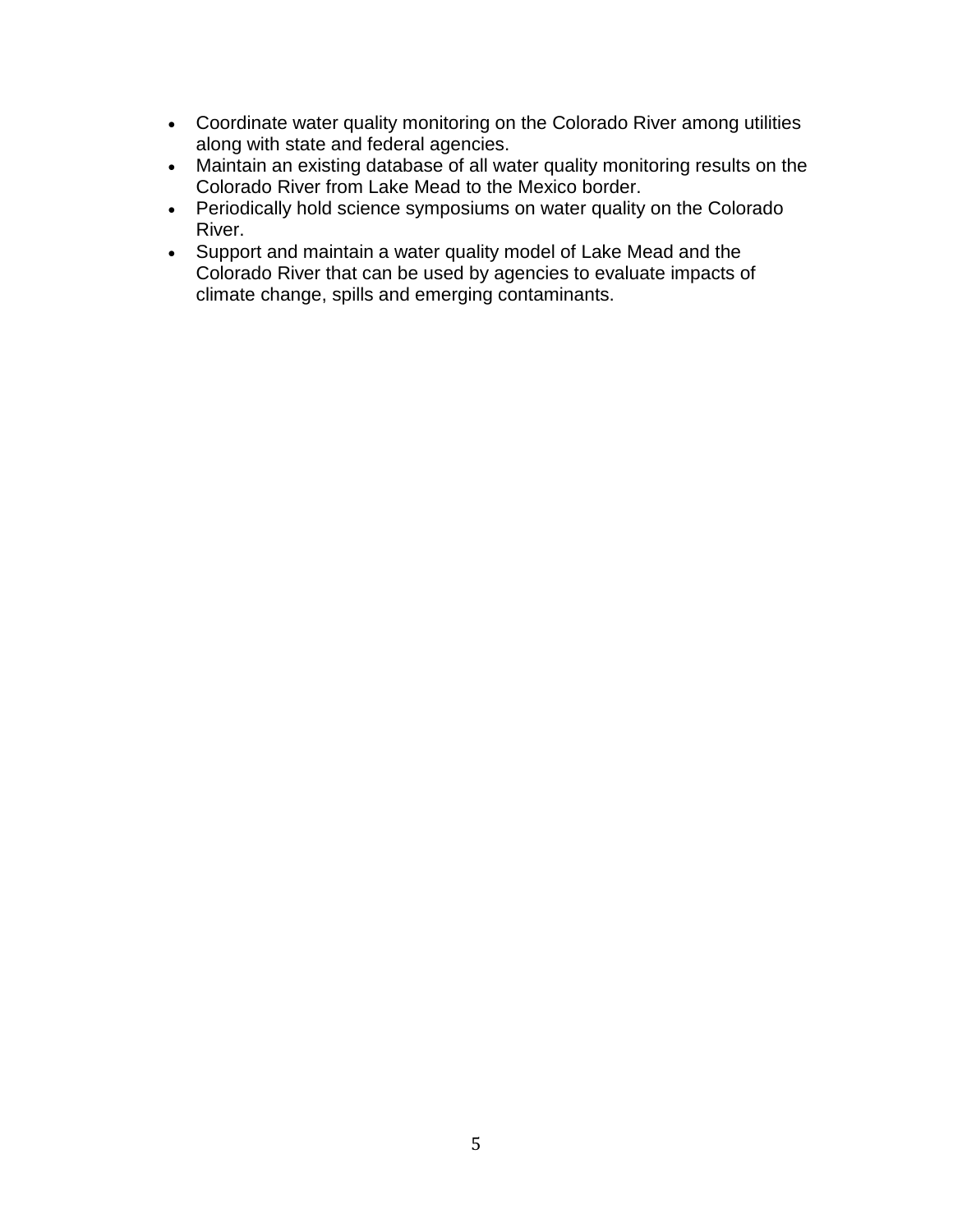- Coordinate water quality monitoring on the Colorado River among utilities along with state and federal agencies.
- Maintain an existing database of all water quality monitoring results on the Colorado River from Lake Mead to the Mexico border.
- Periodically hold science symposiums on water quality on the Colorado River.
- Support and maintain a water quality model of Lake Mead and the Colorado River that can be used by agencies to evaluate impacts of climate change, spills and emerging contaminants.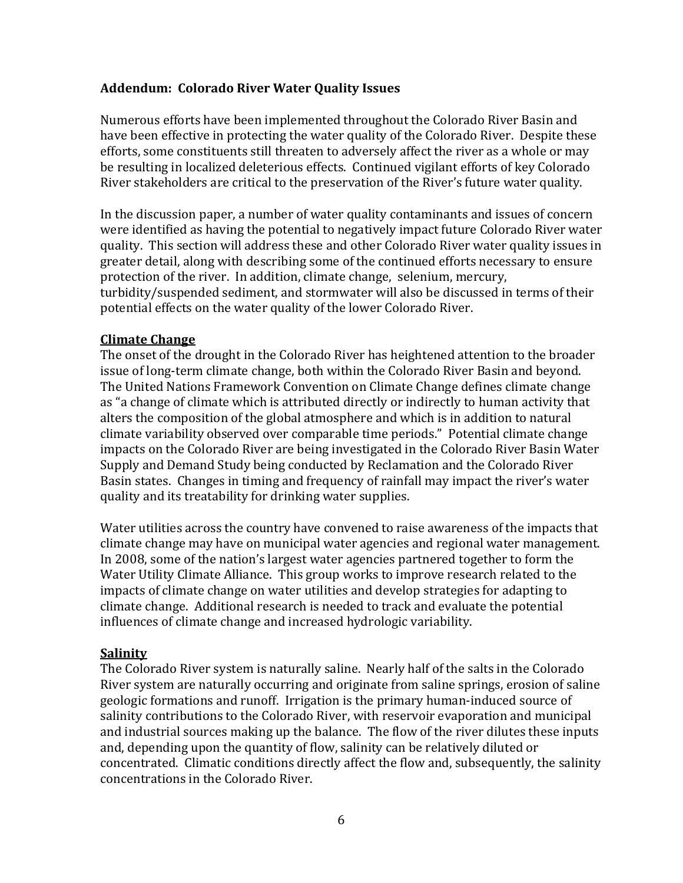## Addendum: Colorado River Water Quality Issues

Numerous efforts have been implemented throughout the Colorado River Basin and have been effective in protecting the water quality of the Colorado River. Despite these efforts, some constituents still threaten to adversely affect the river as a whole or may be resulting in localized deleterious effects. Continued vigilant efforts of key Colorado River stakeholders are critical to the preservation of the River's future water quality.

In the discussion paper, a number of water quality contaminants and issues of concern were identified as having the potential to negatively impact future Colorado River water quality. This section will address these and other Colorado River water quality issues in greater detail, along with describing some of the continued efforts necessary to ensure protection of the river. In addition, climate change, selenium, mercury, turbidity/suspended sediment, and stormwater will also be discussed in terms of their potential effects on the water quality of the lower Colorado River.

### Climate Change

The onset of the drought in the Colorado River has heightened attention to the broader issue of long-term climate change, both within the Colorado River Basin and beyond. The United Nations Framework Convention on Climate Change defines climate change as "a change of climate which is attributed directly or indirectly to human activity that alters the composition of the global atmosphere and which is in addition to natural climate variability observed over comparable time periods." Potential climate change impacts on the Colorado River are being investigated in the Colorado River Basin Water Supply and Demand Study being conducted by Reclamation and the Colorado River Basin states. Changes in timing and frequency of rainfall may impact the river's water quality and its treatability for drinking water supplies.

Water utilities across the country have convened to raise awareness of the impacts that climate change may have on municipal water agencies and regional water management. In 2008, some of the nation's largest water agencies partnered together to form the Water Utility Climate Alliance. This group works to improve research related to the impacts of climate change on water utilities and develop strategies for adapting to climate change. Additional research is needed to track and evaluate the potential influences of climate change and increased hydrologic variability.

### Salinity

The Colorado River system is naturally saline. Nearly half of the salts in the Colorado River system are naturally occurring and originate from saline springs, erosion of saline geologic formations and runoff. Irrigation is the primary human-induced source of salinity contributions to the Colorado River, with reservoir evaporation and municipal and industrial sources making up the balance. The flow of the river dilutes these inputs and, depending upon the quantity of flow, salinity can be relatively diluted or concentrated. Climatic conditions directly affect the flow and, subsequently, the salinity concentrations in the Colorado River.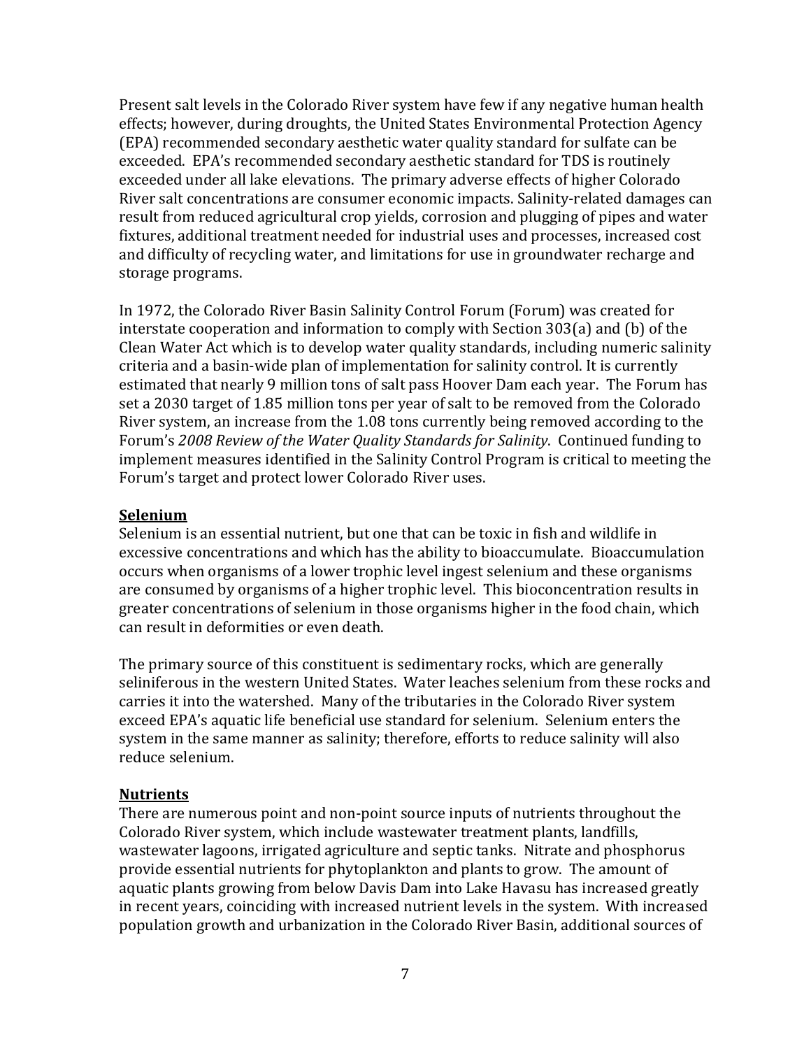Present salt levels in the Colorado River system have few if any negative human health effects; however, during droughts, the United States Environmental Protection Agency (EPA) recommended secondary aesthetic water quality standard for sulfate can be exceeded. EPA's recommended secondary aesthetic standard for TDS is routinely exceeded under all lake elevations. The primary adverse effects of higher Colorado River salt concentrations are consumer economic impacts. Salinity-related damages can result from reduced agricultural crop yields, corrosion and plugging of pipes and water fixtures, additional treatment needed for industrial uses and processes, increased cost and difficulty of recycling water, and limitations for use in groundwater recharge and storage programs.

In 1972, the Colorado River Basin Salinity Control Forum (Forum) was created for interstate cooperation and information to comply with Section 303(a) and (b) of the Clean Water Act which is to develop water quality standards, including numeric salinity criteria and a basin-wide plan of implementation for salinity control. It is currently estimated that nearly 9 million tons of salt pass Hoover Dam each year. The Forum has set a 2030 target of 1.85 million tons per year of salt to be removed from the Colorado River system, an increase from the 1.08 tons currently being removed according to the Forum's *2008 Review of the Water Quality Standards for Salinity*. Continued funding to implement measures identified in the Salinity Control Program is critical to meeting the Forum's target and protect lower Colorado River uses.

## Selenium

Selenium is an essential nutrient, but one that can be toxic in fish and wildlife in excessive concentrations and which has the ability to bioaccumulate. Bioaccumulation occurs when organisms of a lower trophic level ingest selenium and these organisms are consumed by organisms of a higher trophic level. This bioconcentration results in greater concentrations of selenium in those organisms higher in the food chain, which can result in deformities or even death.

The primary source of this constituent is sedimentary rocks, which are generally seliniferous in the western United States. Water leaches selenium from these rocks and carries it into the watershed. Many of the tributaries in the Colorado River system exceed EPA's aquatic life beneficial use standard for selenium. Selenium enters the system in the same manner as salinity; therefore, efforts to reduce salinity will also reduce selenium.

## Nutrients

There are numerous point and non-point source inputs of nutrients throughout the Colorado River system, which include wastewater treatment plants, landfills, wastewater lagoons, irrigated agriculture and septic tanks. Nitrate and phosphorus provide essential nutrients for phytoplankton and plants to grow. The amount of aquatic plants growing from below Davis Dam into Lake Havasu has increased greatly in recent years, coinciding with increased nutrient levels in the system. With increased population growth and urbanization in the Colorado River Basin, additional sources of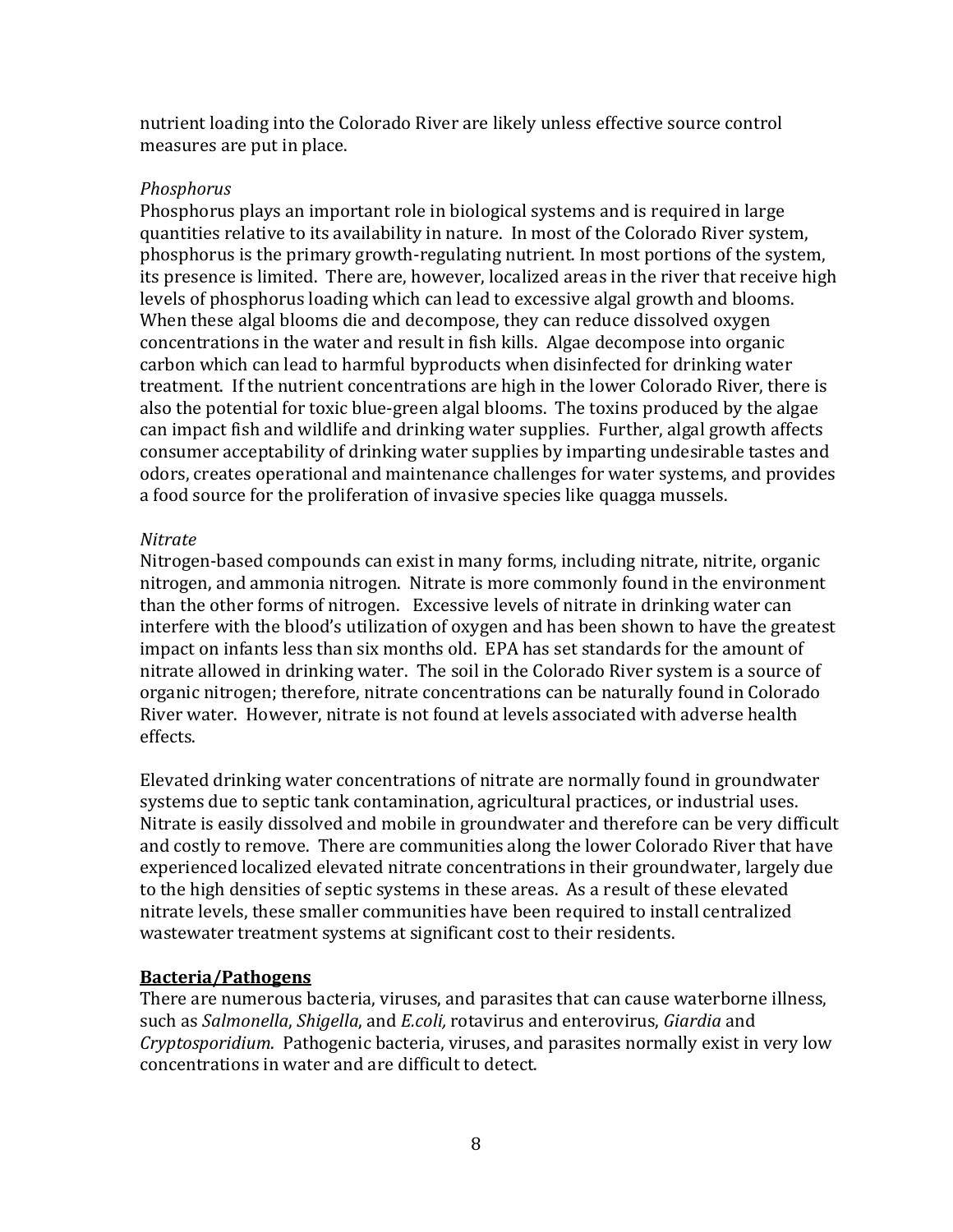nutrient loading into the Colorado River are likely unless effective source control measures are put in place.

*Phosphorus*

Phosphorus plays an important role in biological systems and is required in large quantities relative to its availability in nature. In most of the Colorado River system, phosphorus is the primary growth-regulating nutrient. In most portions of the system, its presence is limited. There are, however, localized areas in the river that receive high levels of phosphorus loading which can lead to excessive algal growth and blooms. When these algal blooms die and decompose, they can reduce dissolved oxygen concentrations in the water and result in fish kills. Algae decompose into organic carbon which can lead to harmful byproducts when disinfected for drinking water treatment. If the nutrient concentrations are high in the lower Colorado River, there is also the potential for toxic blue-green algal blooms. The toxins produced by the algae can impact fish and wildlife and drinking water supplies. Further, algal growth affects consumer acceptability of drinking water supplies by imparting undesirable tastes and odors, creates operational and maintenance challenges for water systems, and provides a food source for the proliferation of invasive species like quagga mussels.

*Nitrate*

Nitrogen-based compounds can exist in many forms, including nitrate, nitrite, organic nitrogen, and ammonia nitrogen. Nitrate is more commonly found in the environment than the other forms of nitrogen. Excessive levels of nitrate in drinking water can interfere with the blood's utilization of oxygen and has been shown to have the greatest impact on infants less than six months old. EPA has set standards for the amount of nitrate allowed in drinking water. The soil in the Colorado River system is a source of organic nitrogen; therefore, nitrate concentrations can be naturally found in Colorado River water. However, nitrate is not found at levels associated with adverse health effects.

Elevated drinking water concentrations of nitrate are normally found in groundwater systems due to septic tank contamination, agricultural practices, or industrial uses. Nitrate is easily dissolved and mobile in groundwater and therefore can be very difficult and costly to remove. There are communities along the lower Colorado River that have experienced localized elevated nitrate concentrations in their groundwater, largely due to the high densities of septic systems in these areas. As a result of these elevated nitrate levels, these smaller communities have been required to install centralized wastewater treatment systems at significant cost to their residents.

## Bacteria/Pathogens

There are numerous bacteria, viruses, and parasites that can cause waterborne illness, such as *Salmonella*, *Shigella*, and *E.coli,* rotavirus and enterovirus, *Giardia* and *Cryptosporidium*. Pathogenic bacteria, viruses, and parasites normally exist in very low concentrations in water and are difficult to detect.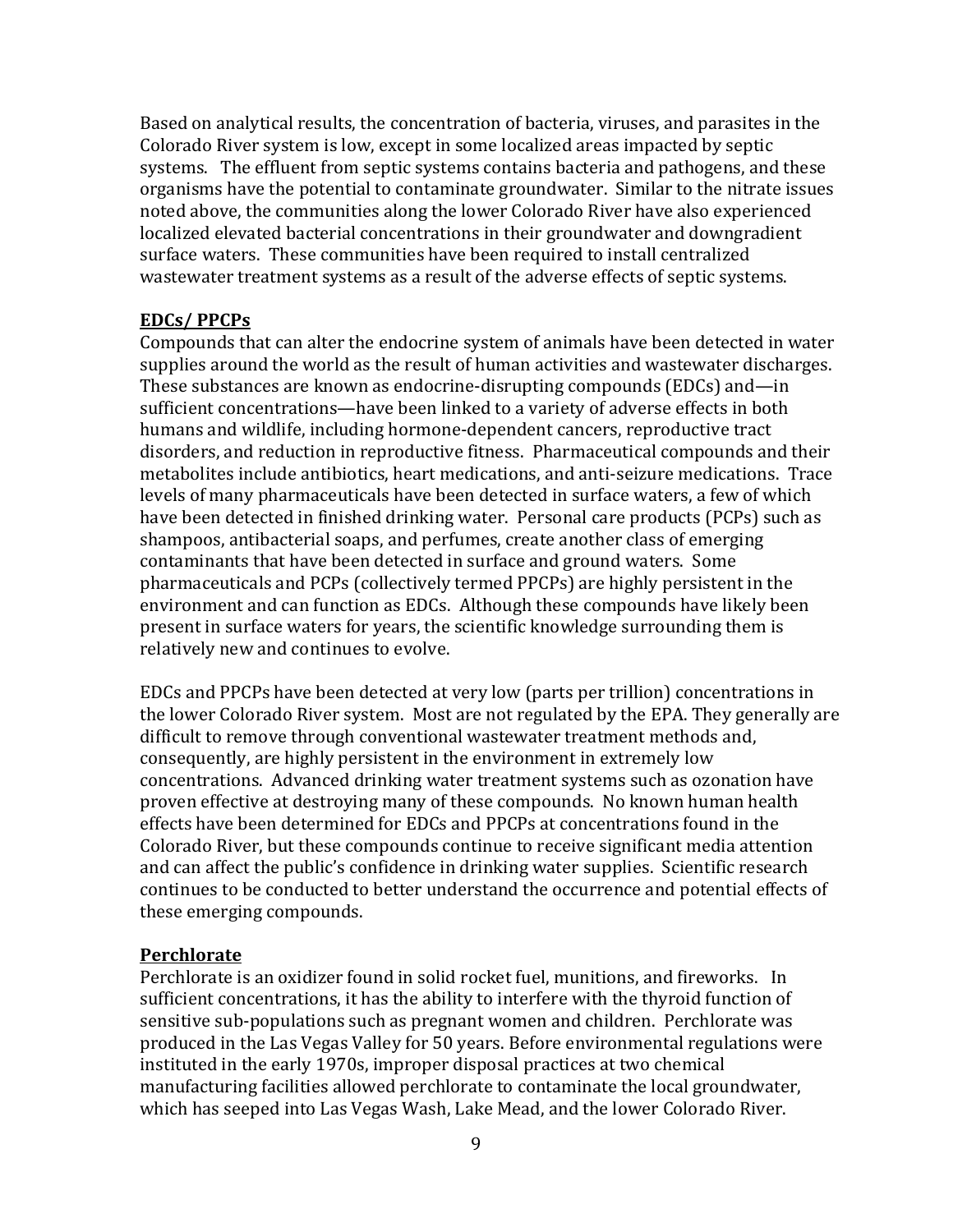Based on analytical results, the concentration of bacteria, viruses, and parasites in the Colorado River system is low, except in some localized areas impacted by septic systems. The effluent from septic systems contains bacteria and pathogens, and these organisms have the potential to contaminate groundwater. Similar to the nitrate issues noted above, the communities along the lower Colorado River have also experienced localized elevated bacterial concentrations in their groundwater and downgradient surface waters. These communities have been required to install centralized wastewater treatment systems as a result of the adverse effects of septic systems.

**EDCs/ PPCPs**

Compounds that can alter the endocrine system of animals have been detected in water supplies around the world as the result of human activities and wastewater discharges. These substances are known as endocrine-disrupting compounds (EDCs) and—in sufficient concentrations—have been linked to a variety of adverse effects in both humans and wildlife, including hormone-dependent cancers, reproductive tract disorders, and reduction in reproductive fitness. Pharmaceutical compounds and their metabolites include antibiotics, heart medications, and anti-seizure medications. Trace levels of many pharmaceuticals have been detected in surface waters, a few of which have been detected in finished drinking water. Personal care products (PCPs) such as shampoos, antibacterial soaps, and perfumes, create another class of emerging contaminants that have been detected in surface and ground waters. Some pharmaceuticals and PCPs (collectively termed PPCPs) are highly persistent in the environment and can function as EDCs. Although these compounds have likely been present in surface waters for years, the scientific knowledge surrounding them is relatively new and continues to evolve.

EDCs and PPCPs have been detected at very low (parts per trillion) concentrations in the lower Colorado River system. Most are not regulated by the EPA. They generally are difficult to remove through conventional wastewater treatment methods and, consequently, are highly persistent in the environment in extremely low concentrations. Advanced drinking water treatment systems such as ozonation have proven effective at destroying many of these compounds. No known human health effects have been determined for EDCs and PPCPs at concentrations found in the Colorado River, but these compounds continue to receive significant media attention and can affect the public's confidence in drinking water supplies. Scientific research continues to be conducted to better understand the occurrence and potential effects of these emerging compounds.

**Perchlorate**

Perchlorate is an oxidizer found in solid rocket fuel, munitions, and fireworks. In sufficient concentrations, it has the ability to interfere with the thyroid function of sensitive sub-populations such as pregnant women and children. Perchlorate was produced in the Las Vegas Valley for 50 years. Before environmental regulations were instituted in the early 1970s, improper disposal practices at two chemical manufacturing facilities allowed perchlorate to contaminate the local groundwater, which has seeped into Las Vegas Wash, Lake Mead, and the lower Colorado River.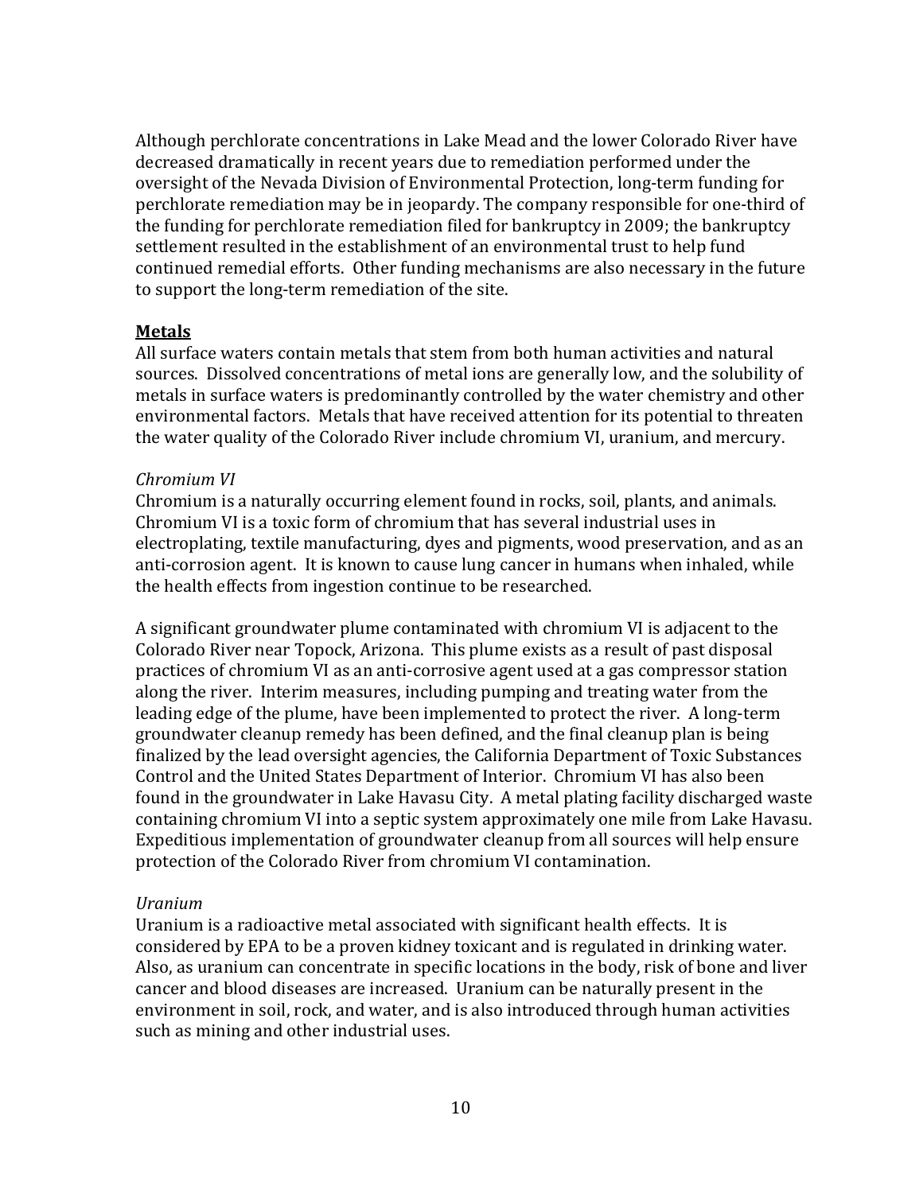Although perchlorate concentrations in Lake Mead and the lower Colorado River have decreased dramatically in recent years due to remediation performed under the oversight of the Nevada Division of Environmental Protection, long-term funding for perchlorate remediation may be in jeopardy. The company responsible for one-third of the funding for perchlorate remediation filed for bankruptcy in 2009; the bankruptcy settlement resulted in the establishment of an environmental trust to help fund continued remedial efforts. Other funding mechanisms are also necessary in the future to support the long-term remediation of the site.

**Metals**

All surface waters contain metals that stem from both human activities and natural sources. Dissolved concentrations of metal ions are generally low, and the solubility of metals in surface waters is predominantly controlled by the water chemistry and other environmental factors. Metals that have received attention for its potential to threaten the water quality of the Colorado River include chromium VI, uranium, and mercury.

*Chromium VI*

Chromium is a naturally occurring element found in rocks, soil, plants, and animals. Chromium VI is a toxic form of chromium that has several industrial uses in electroplating, textile manufacturing, dyes and pigments, wood preservation, and as an anti-corrosion agent. It is known to cause lung cancer in humans when inhaled, while the health effects from ingestion continue to be researched.

A significant groundwater plume contaminated with chromium VI is adjacent to the Colorado River near Topock, Arizona. This plume exists as a result of past disposal practices of chromium VI as an anti-corrosive agent used at a gas compressor station along the river. Interim measures, including pumping and treating water from the leading edge of the plume, have been implemented to protect the river. A long-term groundwater cleanup remedy has been defined, and the final cleanup plan is being finalized by the lead oversight agencies, the California Department of Toxic Substances Control and the United States Department of Interior. Chromium VI has also been found in the groundwater in Lake Havasu City. A metal plating facility discharged waste containing chromium VI into a septic system approximately one mile from Lake Havasu. Expeditious implementation of groundwater cleanup from all sources will help ensure protection of the Colorado River from chromium VI contamination.

*Uranium*

Uranium is a radioactive metal associated with significant health effects. It is considered by EPA to be a proven kidney toxicant and is regulated in drinking water. Also, as uranium can concentrate in specific locations in the body, risk of bone and liver cancer and blood diseases are increased. Uranium can be naturally present in the environment in soil, rock, and water, and is also introduced through human activities such as mining and other industrial uses.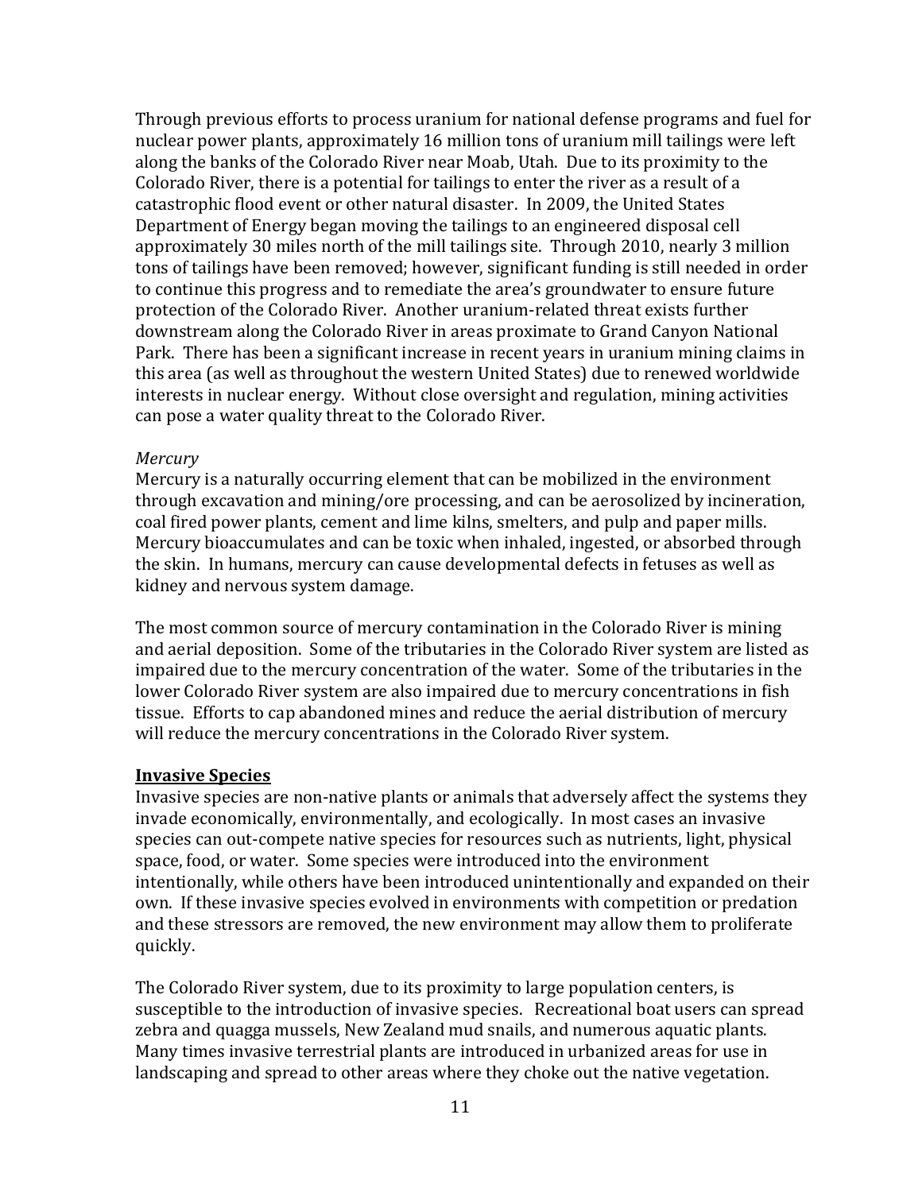Through previous efforts to process uranium for national defense programs and fuel for nuclear power plants, approximately 16 million tons of uranium mill tailings were left along the banks of the Colorado River near Moab, Utah. Due to its proximity to the Colorado River, there is a potential for tailings to enter the river as a result of a catastrophic flood event or other natural disaster. In 2009, the United States Department of Energy began moving the tailings to an engineered disposal cell approximately 30 miles north of the mill tailings site. Through 2010, nearly 3 million tons of tailings have been removed; however, significant funding is still needed in order to continue this progress and to remediate the area's groundwater to ensure future protection of the Colorado River. Another uranium-related threat exists further downstream along the Colorado River in areas proximate to Grand Canyon National Park. There has been a significant increase in recent years in uranium mining claims in this area (as well as throughout the western United States) due to renewed worldwide interests in nuclear energy. Without close oversight and regulation, mining activities can pose a water quality threat to the Colorado River.

*Mercury*

Mercury is a naturally occurring element that can be mobilized in the environment through excavation and mining/ore processing, and can be aerosolized by incineration, coal fired power plants, cement and lime kilns, smelters, and pulp and paper mills. Mercury bioaccumulates and can be toxic when inhaled, ingested, or absorbed through the skin. In humans, mercury can cause developmental defects in fetuses as well as kidney and nervous system damage.

The most common source of mercury contamination in the Colorado River is mining and aerial deposition. Some of the tributaries in the Colorado River system are listed as impaired due to the mercury concentration of the water. Some of the tributaries in the lower Colorado River system are also impaired due to mercury concentrations in fish tissue. Efforts to cap abandoned mines and reduce the aerial distribution of mercury will reduce the mercury concentrations in the Colorado River system.

## Invasive Species

Invasive species are non-native plants or animals that adversely affect the systems they invade economically, environmentally, and ecologically. In most cases an invasive species can out-compete native species for resources such as nutrients, light, physical space, food, or water. Some species were introduced into the environment intentionally, while others have been introduced unintentionally and expanded on their own. If these invasive species evolved in environments with competition or predation and these stressors are removed, the new environment may allow them to proliferate quickly.

The Colorado River system, due to its proximity to large population centers, is susceptible to the introduction of invasive species. Recreational boat users can spread zebra and quagga mussels, New Zealand mud snails, and numerous aquatic plants. Many times invasive terrestrial plants are introduced in urbanized areas for use in landscaping and spread to other areas where they choke out the native vegetation.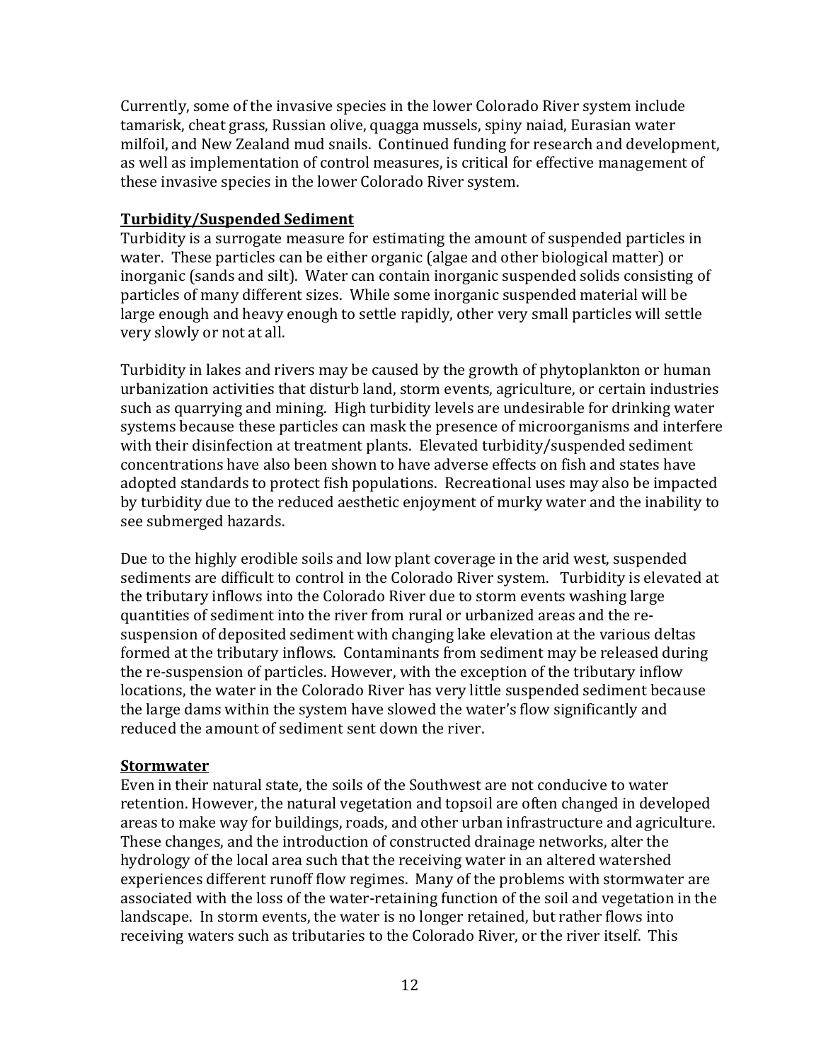Currently, some of the invasive species in the lower Colorado River system include tamarisk, cheat grass, Russian olive, quagga mussels, spiny naiad, Eurasian water milfoil, and New Zealand mud snails. Continued funding for research and development, as well as implementation of control measures, is critical for effective management of these invasive species in the lower Colorado River system.

**Turbidity/Suspended Sediment**

Turbidity is a surrogate measure for estimating the amount of suspended particles in water. These particles can be either organic (algae and other biological matter) or inorganic (sands and silt). Water can contain inorganic suspended solids consisting of particles of many different sizes. While some inorganic suspended material will be large enough and heavy enough to settle rapidly, other very small particles will settle very slowly or not at all.

Turbidity in lakes and rivers may be caused by the growth of phytoplankton or human urbanization activities that disturb land, storm events, agriculture, or certain industries such as quarrying and mining. High turbidity levels are undesirable for drinking water systems because these particles can mask the presence of microorganisms and interfere with their disinfection at treatment plants. Elevated turbidity/suspended sediment concentrations have also been shown to have adverse effects on fish and states have adopted standards to protect fish populations. Recreational uses may also be impacted by turbidity due to the reduced aesthetic enjoyment of murky water and the inability to see submerged hazards.

Due to the highly erodible soils and low plant coverage in the arid west, suspended sediments are difficult to control in the Colorado River system. Turbidity is elevated at the tributary inflows into the Colorado River due to storm events washing large quantities of sediment into the river from rural or urbanized areas and the re-suspension of deposited sediment with changing lake elevation at the various deltas formed at the tributary inflows. Contaminants from sediment may be released during the re-suspension of particles. However, with the exception of the tributary inflow locations, the water in the Colorado River has very little suspended sediment because the large dams within the system have slowed the water's flow significantly and reduced the amount of sediment sent down the river.

**Stormwater**

Even in their natural state, the soils of the Southwest are not conducive to water retention. However, the natural vegetation and topsoil are often changed in developed areas to make way for buildings, roads, and other urban infrastructure and agriculture. These changes, and the introduction of constructed drainage networks, alter the hydrology of the local area such that the receiving water in an altered watershed experiences different runoff flow regimes. Many of the problems with stormwater are associated with the loss of the water-retaining function of the soil and vegetation in the landscape. In storm events, the water is no longer retained, but rather flows into receiving waters such as tributaries to the Colorado River, or the river itself. This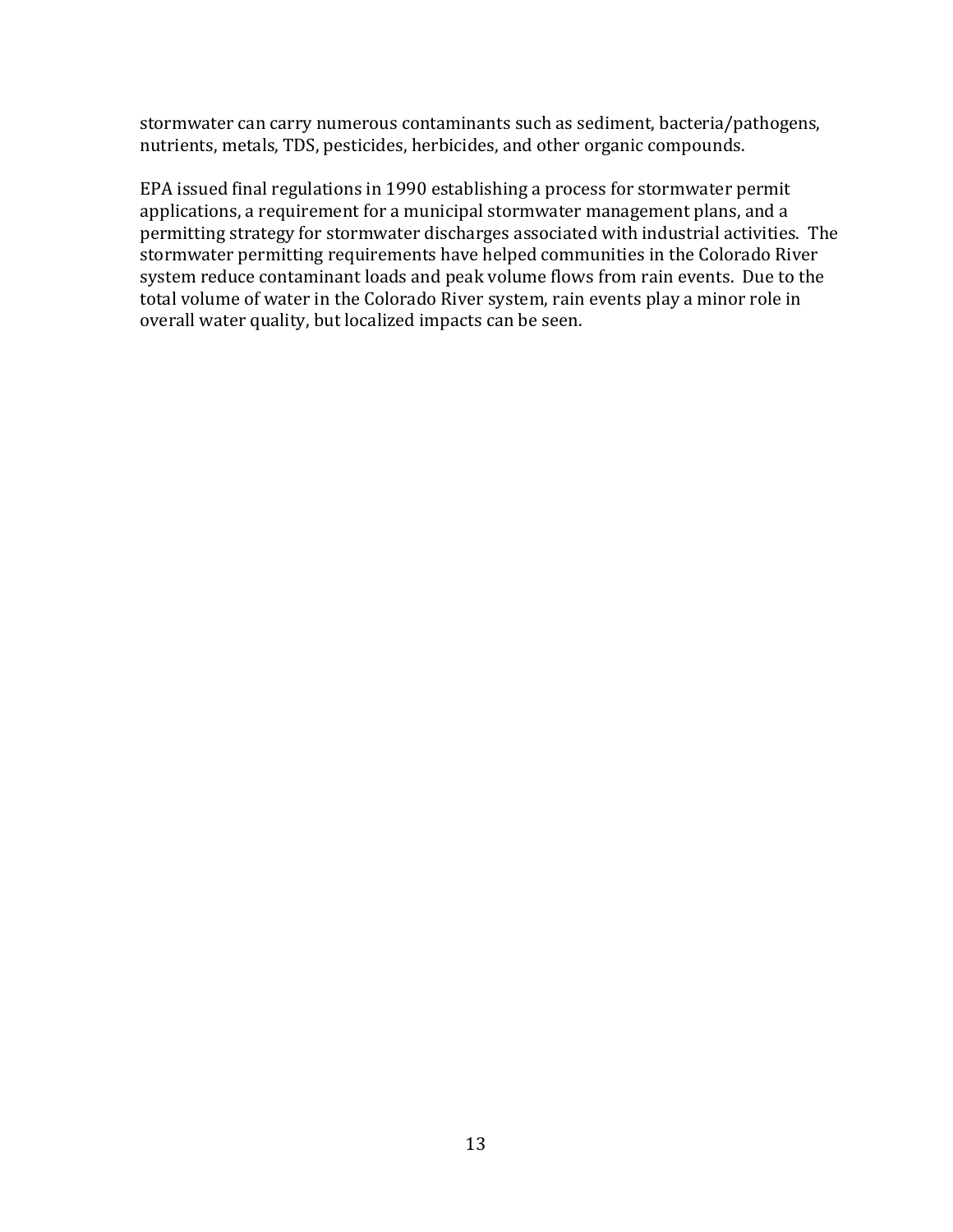stormwater can carry numerous contaminants such as sediment, bacteria/pathogens, nutrients, metals, TDS, pesticides, herbicides, and other organic compounds.

EPA issued final regulations in 1990 establishing a process for stormwater permit applications, a requirement for a municipal stormwater management plans, and a permitting strategy for stormwater discharges associated with industrial activities. The stormwater permitting requirements have helped communities in the Colorado River system reduce contaminant loads and peak volume flows from rain events. Due to the total volume of water in the Colorado River system, rain events play a minor role in overall water quality, but localized impacts can be seen.